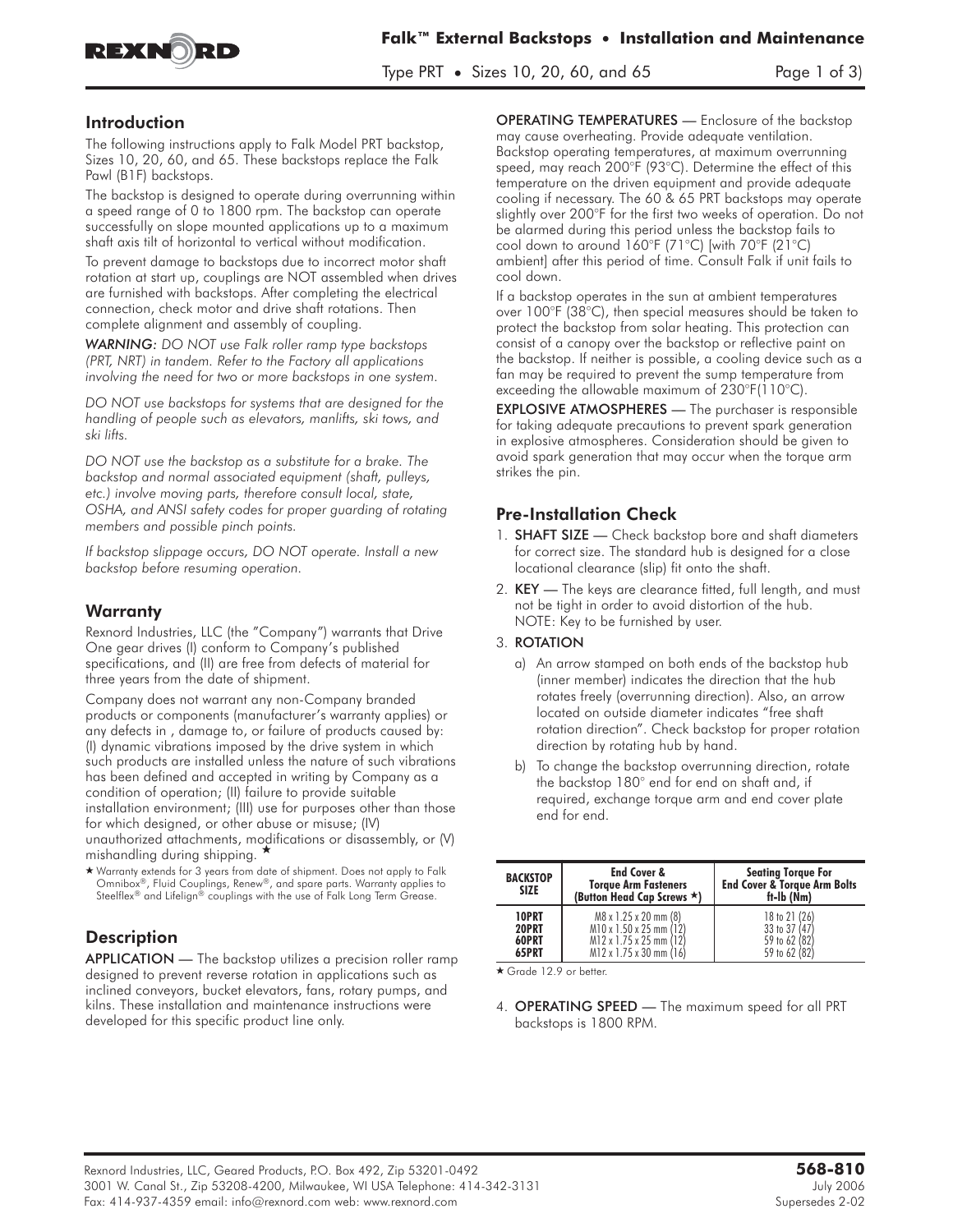# Falk™ External Backstops • Installation and Maintenance

Type PRT • Sizes 10, 20, 60, and 65

## Introduction

The following instructions apply to Falk Model PRT backstop, Sizes 10, 20, 60, and 65. These backstops replace the Falk Pawl (B1F) backstops.

The backstop is designed to operate during overrunning within a speed range of 0 to 1800 rpm. The backstop can operate successfully on slope mounted applications up to a maximum shaft axis tilt of horizontal to vertical without modification.

To prevent damage to backstops due to incorrect motor shaft rotation at start up, couplings are NOT assembled when drives are furnished with backstops. After completing the electrical connection, check motor and drive shaft rotations. Then complete alignment and assembly of coupling.

*WARNING: DO NOT use Falk roller ramp type backstops (PRT, NRT) in tandem. Refer to the Factory all applications involving the need for two or more backstops in one system.*

*DO NOT use backstops for systems that are designed for the handling of people such as elevators, manlifts, ski tows, and ski lifts.*

*DO NOT use the backstop as a substitute for a brake. The backstop and normal associated equipment (shaft, pulleys, etc.) involve moving parts, therefore consult local, state, OSHA, and ANSI safety codes for proper guarding of rotating members and possible pinch points.*

*If backstop slippage occurs, DO NOT operate. Install a new backstop before resuming operation.*

## Warranty

Rexnord Industries, LLC (the "Company") warrants that Drive One gear drives (I) conform to Company's published specifications, and (II) are free from defects of material for three years from the date of shipment.

Company does not warrant any non-Company branded products or components (manufacturer's warranty applies) or any defects in , damage to, or failure of products caused by: (I) dynamic vibrations imposed by the drive system in which such products are installed unless the nature of such vibrations has been defined and accepted in writing by Company as a condition of operation; (II) failure to provide suitable installation environment; (III) use for purposes other than those for which designed, or other abuse or misuse; (IV) unauthorized attachments, modifications or disassembly, or (V) mishandling during shipping. ★

★ Warranty extends for 3 years from date of shipment. Does not apply to Falk Omnibox®, Fluid Couplings, Renew®, and spare parts. Warranty applies to Steelflex® and Lifelign® couplings with the use of Falk Long Term Grease.

## Description

**APPLICATION** — The backstop utilizes a precision roller ramp designed to prevent reverse rotation in applications such as inclined conveyors, bucket elevators, fans, rotary pumps, and kilns. These installation and maintenance instructions were developed for this specific product line only.

**OPERATING TEMPERATURES** — Enclosure of the backstop may cause overheating. Provide adequate ventilation. Backstop operating temperatures, at maximum overrunning speed, may reach 200°F (93°C). Determine the effect of this temperature on the driven equipment and provide adequate cooling if necessary. The 60 & 65 PRT backstops may operate slightly over 200°F for the first two weeks of operation. Do not be alarmed during this period unless the backstop fails to cool down to around 160°F (71°C) [with 70°F (21°C) ambient] after this period of time. Consult Falk if unit fails to cool down.

If a backstop operates in the sun at ambient temperatures over 100°F (38°C), then special measures should be taken to protect the backstop from solar heating. This protection can consist of a canopy over the backstop or reflective paint on the backstop. If neither is possible, a cooling device such as a fan may be required to prevent the sump temperature from exceeding the allowable maximum of 230°F(110°C).

**EXPLOSIVE ATMOSPHERES** — The purchaser is responsible for taking adequate precautions to prevent spark generation in explosive atmospheres. Consideration should be given to avoid spark generation that may occur when the torque arm strikes the pin.

## Pre-Installation Check

1. **SHAFT SIZE** — Check backstop bore and shaft diameters for correct size. The standard hub is designed for a close locational clearance (slip) fit onto the shaft.
2. **KEY** — The keys are clearance fitted, full length, and must not be tight in order to avoid distortion of the hub. NOTE: Key to be furnished by user.
3. **ROTATION**
   a) An arrow stamped on both ends of the backstop hub (inner member) indicates the direction that the hub rotates freely (overrunning direction). Also, an arrow located on outside diameter indicates "free shaft rotation direction". Check backstop for proper rotation direction by rotating hub by hand.
   b) To change the backstop overrunning direction, rotate the backstop 180° end for end on shaft and, if required, exchange torque arm and end cover plate end for end.

| BACKSTOP SIZE | End Cover & Torque Arm Fasteners (Button Head Cap Screws ★) | Seating Torque For End Cover & Torque Arm Bolts ft-lb (Nm) |
|---|---|---|
| 10PRT | M8 x 1.25 x 20 mm (8) | 18 to 21 (26) |
| 20PRT | M10 x 1.50 x 25 mm (12) | 33 to 37 (47) |
| 60PRT | M12 x 1.75 x 25 mm (12) | 59 to 62 (82) |
| 65PRT | M12 x 1.75 x 30 mm (16) | 59 to 62 (82) |

★ Grade 12.9 or better.

4. **OPERATING SPEED** — The maximum speed for all PRT backstops is 1800 RPM.

Rexnord Industries, LLC, Geared Products, P.O. Box 492, Zip 53201-0492
3001 W. Canal St., Zip 53208-4200, Milwaukee, WI USA Telephone: 414-342-3131
Fax: 414-937-4359 email: info@rexnord.com web: www.rexnord.com

**568-810**
July 2006
Supersedes 2-02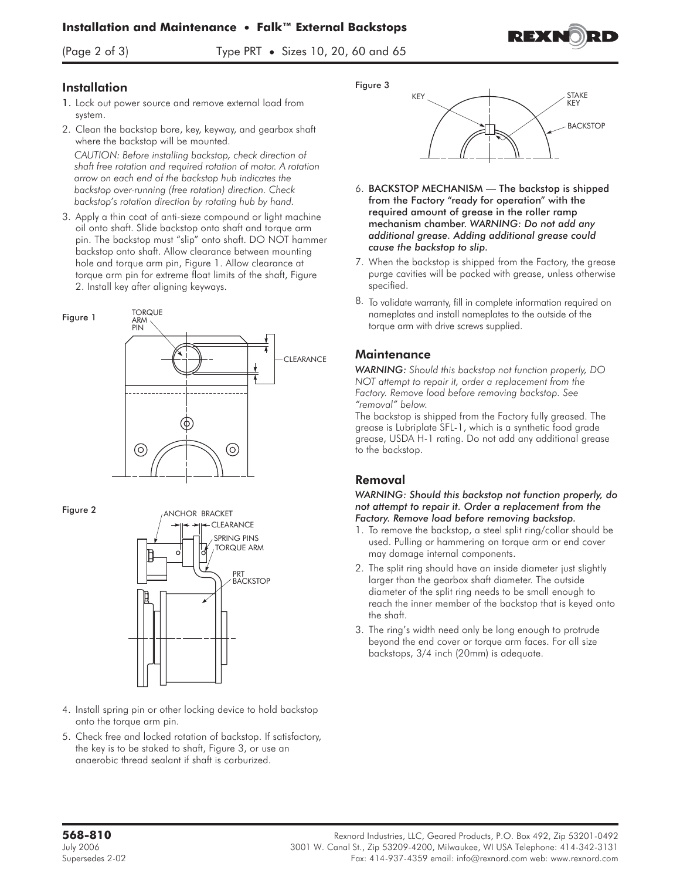## Installation

1. Lock out power source and remove external load from system.
2. Clean the backstop bore, key, keyway, and gearbox shaft where the backstop will be mounted.

   *CAUTION: Before installing backstop, check direction of shaft free rotation and required rotation of motor. A rotation arrow on each end of the backstop hub indicates the backstop over-running (free rotation) direction. Check backstop's rotation direction by rotating hub by hand.*

3. Apply a thin coat of anti-sieze compound or light machine oil onto shaft. Slide backstop onto shaft and torque arm pin. The backstop must "slip" onto shaft. DO NOT hammer backstop onto shaft. Allow clearance between mounting hole and torque arm pin, Figure 1. Allow clearance at torque arm pin for extreme float limits of the shaft, Figure 2. Install key after aligning keyways.

Figure 1

TORQUE ARM PIN — CLEARANCE

Figure 2

ANCHOR BRACKET — CLEARANCE — SPRING PINS — TORQUE ARM — PRT BACKSTOP

4. Install spring pin or other locking device to hold backstop onto the torque arm pin.
5. Check free and locked rotation of backstop. If satisfactory, the key is to be staked to shaft, Figure 3, or use an anaerobic thread sealant if shaft is carburized.

Figure 3

KEY — STAKE KEY — BACKSTOP

6. **BACKSTOP MECHANISM — The backstop is shipped from the Factory "ready for operation" with the required amount of grease in the roller ramp mechanism chamber.** ***WARNING: Do not add any additional grease. Adding additional grease could cause the backstop to slip.***
7. When the backstop is shipped from the Factory, the grease purge cavities will be packed with grease, unless otherwise specified.
8. To validate warranty, fill in complete information required on nameplates and install nameplates to the outside of the torque arm with drive screws supplied.

## Maintenance

***WARNING:*** *Should this backstop not function properly, DO NOT attempt to repair it, order a replacement from the Factory. Remove load before removing backstop. See "removal" below.*

The backstop is shipped from the Factory fully greased. The grease is Lubriplate SFL-1, which is a synthetic food grade grease, USDA H-1 rating. Do not add any additional grease to the backstop.

## Removal

***WARNING: Should this backstop not function properly, do not attempt to repair it. Order a replacement from the Factory. Remove load before removing backstop.***

1. To remove the backstop, a steel split ring/collar should be used. Pulling or hammering on torque arm or end cover may damage internal components.
2. The split ring should have an inside diameter just slightly larger than the gearbox shaft diameter. The outside diameter of the split ring needs to be small enough to reach the inner member of the backstop that is keyed onto the shaft.
3. The ring's width need only be long enough to protrude beyond the end cover or torque arm faces. For all size backstops, 3/4 inch (20mm) is adequate.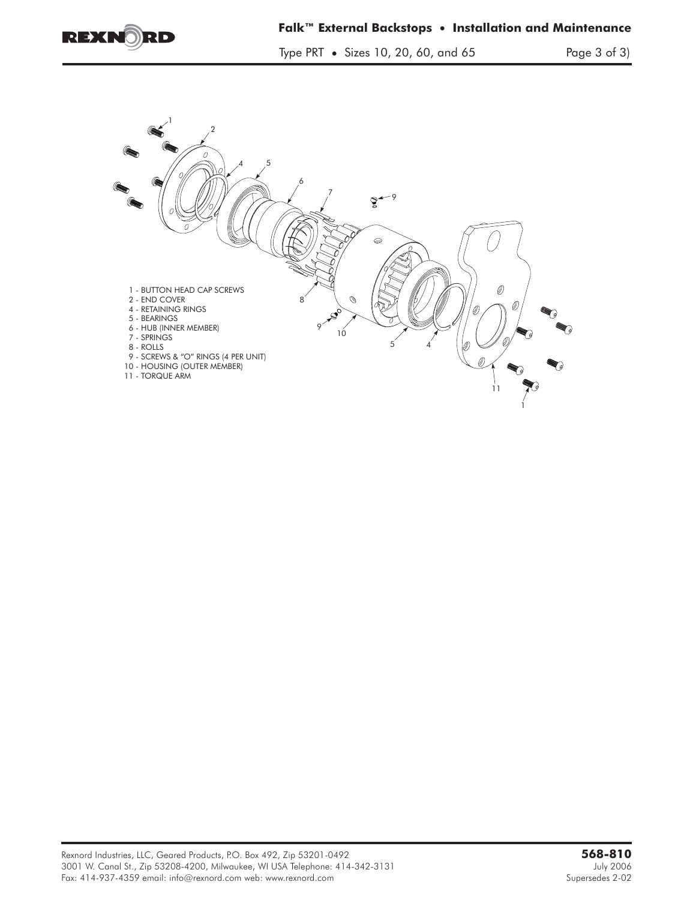1 - BUTTON HEAD CAP SCREWS
2 - END COVER
4 - RETAINING RINGS
5 - BEARINGS
6 - HUB (INNER MEMBER)
7 - SPRINGS
8 - ROLLS
9 - SCREWS & "O" RINGS (4 PER UNIT)
10 - HOUSING (OUTER MEMBER)
11 - TORQUE ARM

Rexnord Industries, LLC, Geared Products, P.O. Box 492, Zip 53201-0492
3001 W. Canal St., Zip 53208-4200, Milwaukee, WI USA Telephone: 414-342-3131
Fax: 414-937-4359 email: info@rexnord.com web: www.rexnord.com

**568-810**
July 2006
Supersedes 2-02